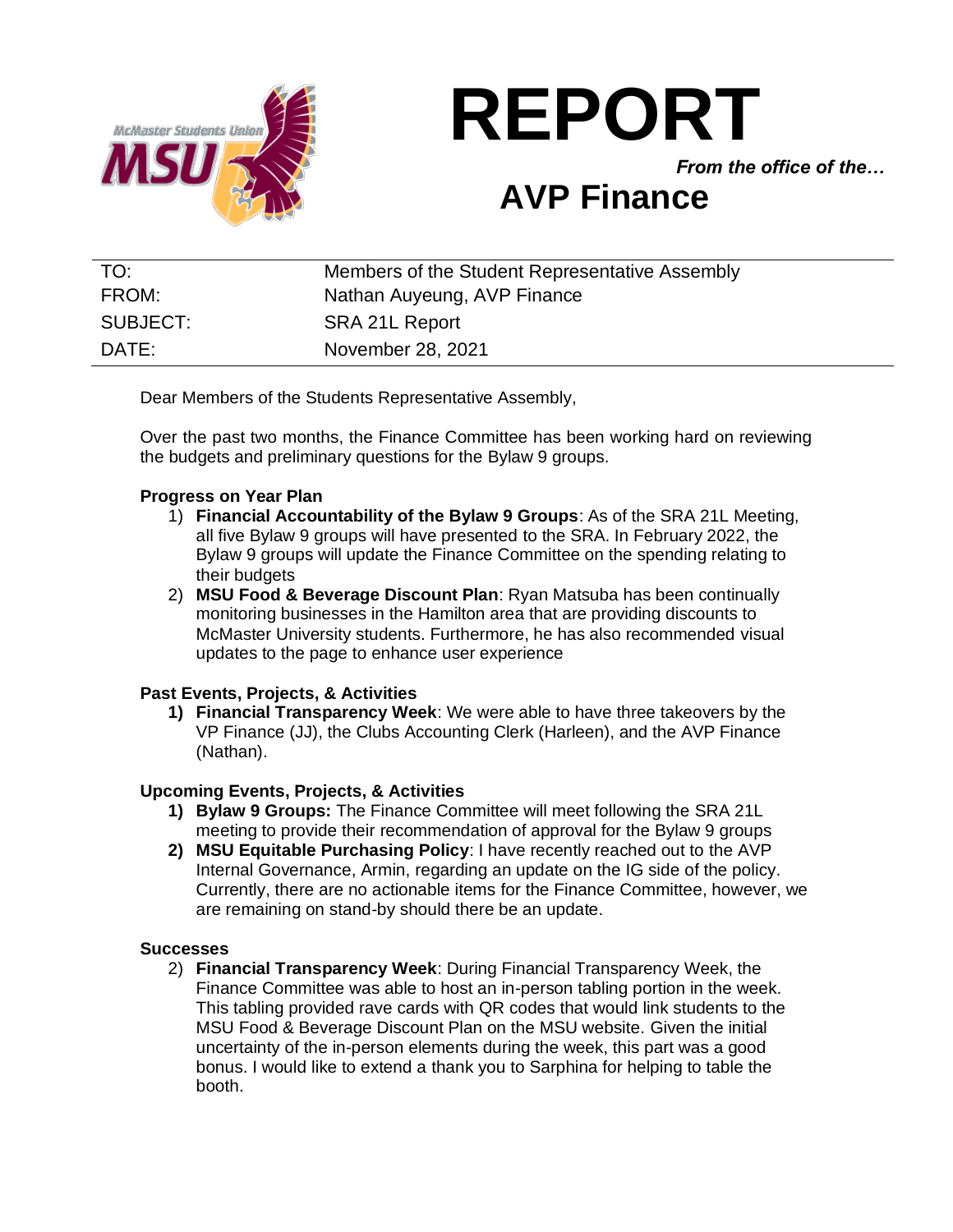# REPORT

*From the office of the…*

## AVP Finance

| | |
|---|---|
| TO: | Members of the Student Representative Assembly |
| FROM: | Nathan Auyeung, AVP Finance |
| SUBJECT: | SRA 21L Report |
| DATE: | November 28, 2021 |

Dear Members of the Students Representative Assembly,

Over the past two months, the Finance Committee has been working hard on reviewing the budgets and preliminary questions for the Bylaw 9 groups.

**Progress on Year Plan**

1) **Financial Accountability of the Bylaw 9 Groups**: As of the SRA 21L Meeting, all five Bylaw 9 groups will have presented to the SRA. In February 2022, the Bylaw 9 groups will update the Finance Committee on the spending relating to their budgets
2) **MSU Food & Beverage Discount Plan**: Ryan Matsuba has been continually monitoring businesses in the Hamilton area that are providing discounts to McMaster University students. Furthermore, he has also recommended visual updates to the page to enhance user experience

**Past Events, Projects, & Activities**

1) **Financial Transparency Week**: We were able to have three takeovers by the VP Finance (JJ), the Clubs Accounting Clerk (Harleen), and the AVP Finance (Nathan).

**Upcoming Events, Projects, & Activities**

1) **Bylaw 9 Groups:** The Finance Committee will meet following the SRA 21L meeting to provide their recommendation of approval for the Bylaw 9 groups
2) **MSU Equitable Purchasing Policy**: I have recently reached out to the AVP Internal Governance, Armin, regarding an update on the IG side of the policy. Currently, there are no actionable items for the Finance Committee, however, we are remaining on stand-by should there be an update.

**Successes**

2) **Financial Transparency Week**: During Financial Transparency Week, the Finance Committee was able to host an in-person tabling portion in the week. This tabling provided rave cards with QR codes that would link students to the MSU Food & Beverage Discount Plan on the MSU website. Given the initial uncertainty of the in-person elements during the week, this part was a good bonus. I would like to extend a thank you to Sarphina for helping to table the booth.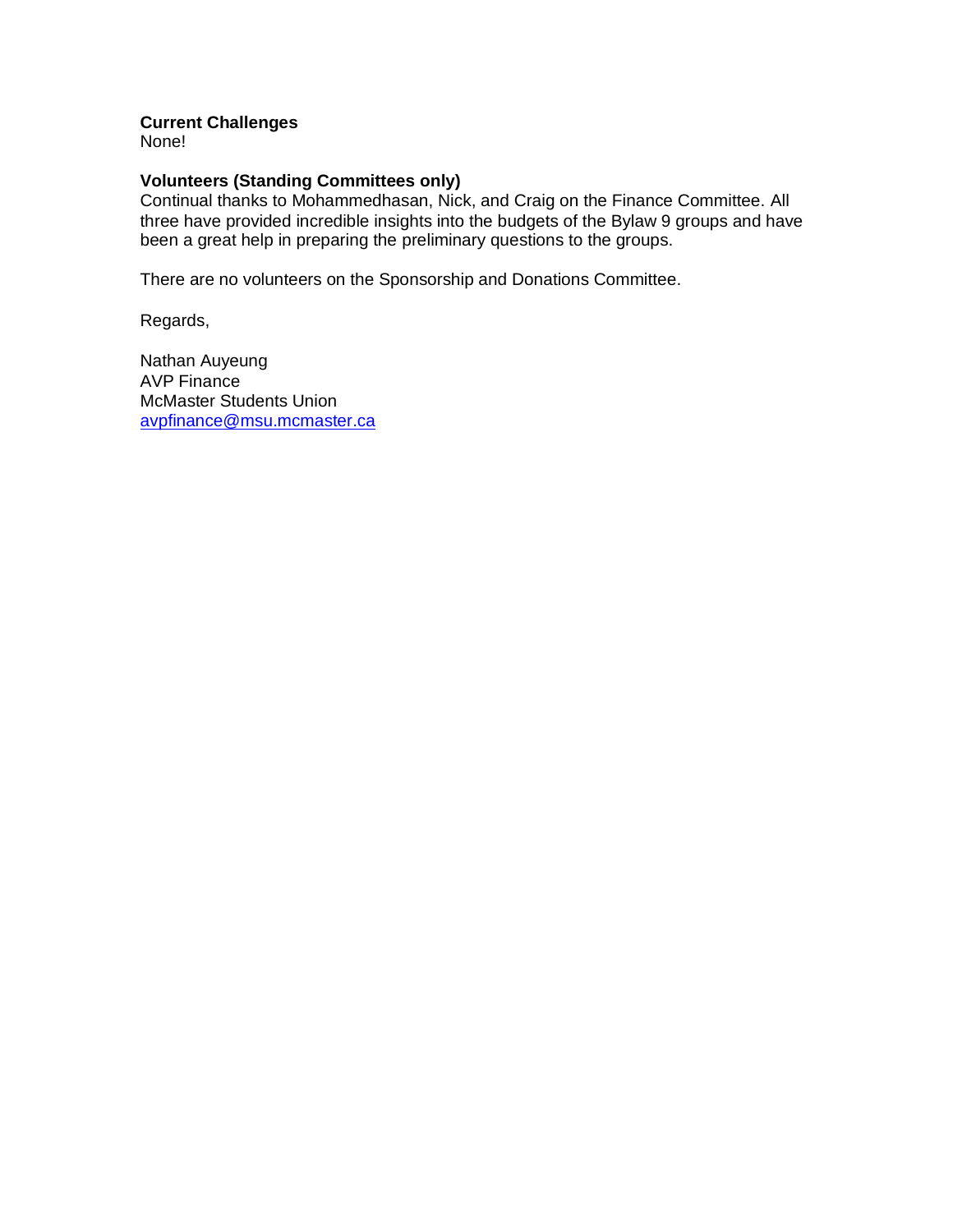**Current Challenges**
None!

**Volunteers (Standing Committees only)**
Continual thanks to Mohammedhasan, Nick, and Craig on the Finance Committee. All three have provided incredible insights into the budgets of the Bylaw 9 groups and have been a great help in preparing the preliminary questions to the groups.

There are no volunteers on the Sponsorship and Donations Committee.

Regards,

Nathan Auyeung
AVP Finance
McMaster Students Union
avpfinance@msu.mcmaster.ca